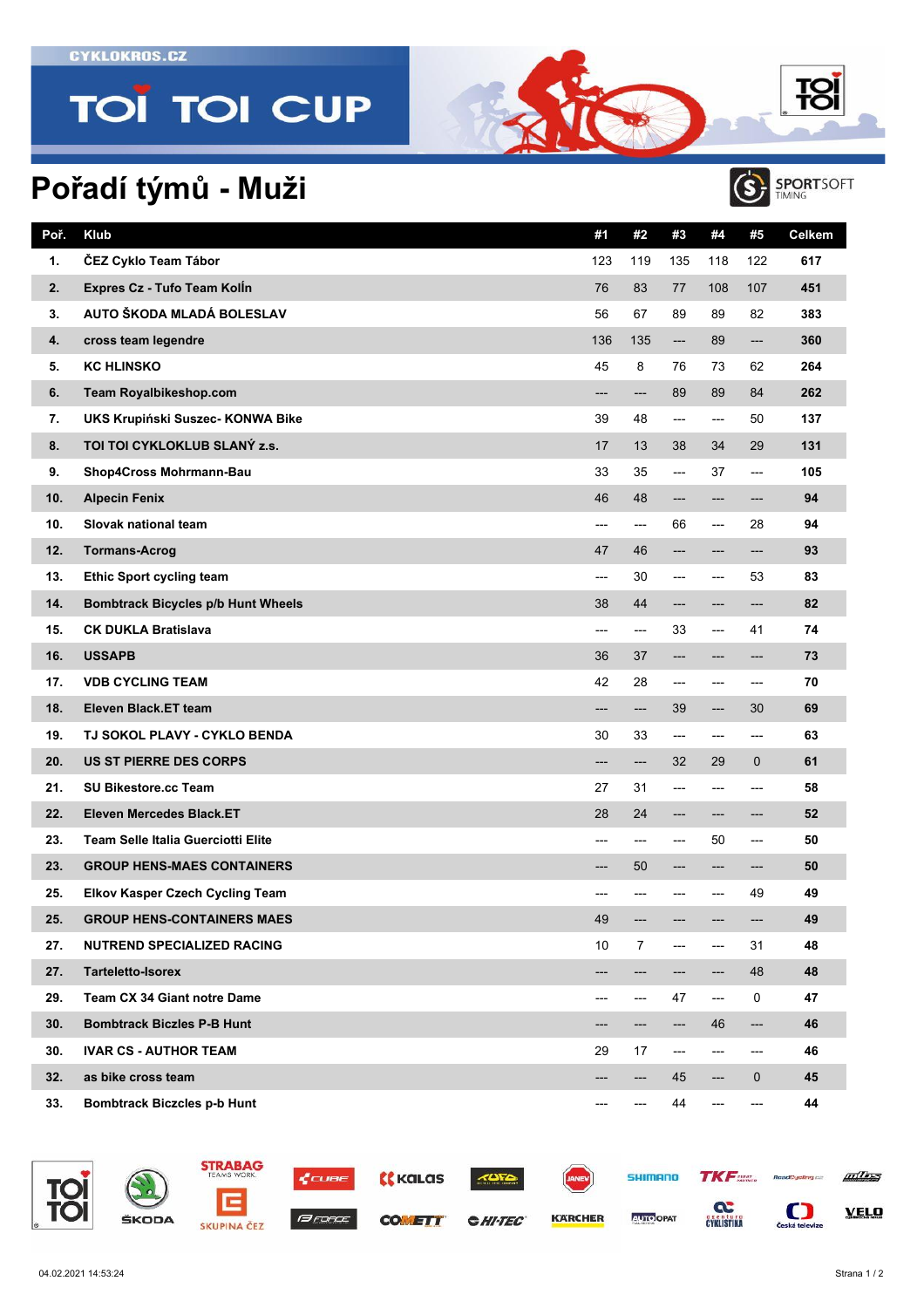# Pořadí týmů - Muži

| Poř. | Klub | #1 | #2 | #3 | #4 | #5 | Celkem |
|---|---|---|---|---|---|---|---|
| 1. | ČEZ Cyklo Team Tábor | 123 | 119 | 135 | 118 | 122 | **617** |
| 2. | Expres Cz - Tufo Team Kolín | 76 | 83 | 77 | 108 | 107 | **451** |
| 3. | AUTO ŠKODA MLADÁ BOLESLAV | 56 | 67 | 89 | 89 | 82 | **383** |
| 4. | cross team legendre | 136 | 135 | --- | 89 | --- | **360** |
| 5. | KC HLINSKO | 45 | 8 | 76 | 73 | 62 | **264** |
| 6. | Team Royalbikeshop.com | --- | --- | 89 | 89 | 84 | **262** |
| 7. | UKS Krupiński Suszec- KONWA Bike | 39 | 48 | --- | --- | 50 | **137** |
| 8. | TOI TOI CYKLOKLUB SLANÝ z.s. | 17 | 13 | 38 | 34 | 29 | **131** |
| 9. | Shop4Cross Mohrmann-Bau | 33 | 35 | --- | 37 | --- | **105** |
| 10. | Alpecin Fenix | 46 | 48 | --- | --- | --- | **94** |
| 10. | Slovak national team | --- | --- | 66 | --- | 28 | **94** |
| 12. | Tormans-Acrog | 47 | 46 | --- | --- | --- | **93** |
| 13. | Ethic Sport cycling team | --- | 30 | --- | --- | 53 | **83** |
| 14. | Bombtrack Bicycles p/b Hunt Wheels | 38 | 44 | --- | --- | --- | **82** |
| 15. | CK DUKLA Bratislava | --- | --- | 33 | --- | 41 | **74** |
| 16. | USSAPB | 36 | 37 | --- | --- | --- | **73** |
| 17. | VDB CYCLING TEAM | 42 | 28 | --- | --- | --- | **70** |
| 18. | Eleven Black.ET team | --- | --- | 39 | --- | 30 | **69** |
| 19. | TJ SOKOL PLAVY - CYKLO BENDA | 30 | 33 | --- | --- | --- | **63** |
| 20. | US ST PIERRE DES CORPS | --- | --- | 32 | 29 | 0 | **61** |
| 21. | SU Bikestore.cc Team | 27 | 31 | --- | --- | --- | **58** |
| 22. | Eleven Mercedes Black.ET | 28 | 24 | --- | --- | --- | **52** |
| 23. | Team Selle Italia Guerciotti Elite | --- | --- | --- | 50 | --- | **50** |
| 23. | GROUP HENS-MAES CONTAINERS | --- | 50 | --- | --- | --- | **50** |
| 25. | Elkov Kasper Czech Cycling Team | --- | --- | --- | --- | 49 | **49** |
| 25. | GROUP HENS-CONTAINERS MAES | 49 | --- | --- | --- | --- | **49** |
| 27. | NUTREND SPECIALIZED RACING | 10 | 7 | --- | --- | 31 | **48** |
| 27. | Tarteletto-Isorex | --- | --- | --- | --- | 48 | **48** |
| 29. | Team CX 34 Giant notre Dame | --- | --- | 47 | --- | 0 | **47** |
| 30. | Bombtrack Biczles P-B Hunt | --- | --- | --- | 46 | --- | **46** |
| 30. | IVAR CS - AUTHOR TEAM | 29 | 17 | --- | --- | --- | **46** |
| 32. | as bike cross team | --- | --- | 45 | --- | 0 | **45** |
| 33. | Bombtrack Biczcles p-b Hunt | --- | --- | 44 | --- | --- | **44** |

04.02.2021 14:53:24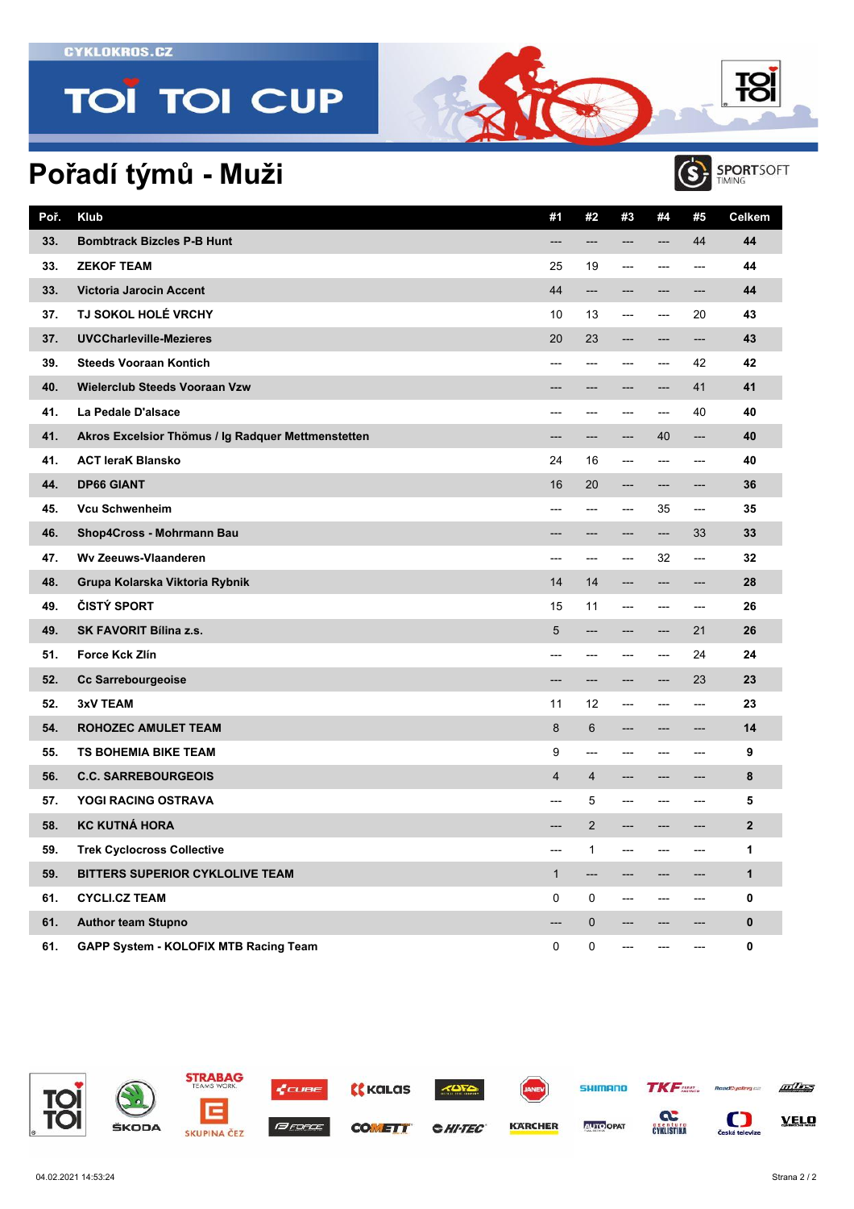# Pořadí týmů - Muži

| Poř. | Klub | #1 | #2 | #3 | #4 | #5 | Celkem |
|---|---|---|---|---|---|---|---|
| 33. | Bombtrack Bizcles P-B Hunt | --- | --- | --- | --- | 44 | 44 |
| 33. | ZEKOF TEAM | 25 | 19 | --- | --- | --- | 44 |
| 33. | Victoria Jarocin Accent | 44 | --- | --- | --- | --- | 44 |
| 37. | TJ SOKOL HOLÉ VRCHY | 10 | 13 | --- | --- | 20 | 43 |
| 37. | UVCCharleville-Mezieres | 20 | 23 | --- | --- | --- | 43 |
| 39. | Steeds Vooraan Kontich | --- | --- | --- | --- | 42 | 42 |
| 40. | Wielerclub Steeds Vooraan Vzw | --- | --- | --- | --- | 41 | 41 |
| 41. | La Pedale D'alsace | --- | --- | --- | --- | 40 | 40 |
| 41. | Akros Excelsior Thömus / Ig Radquer Mettmenstetten | --- | --- | --- | 40 | --- | 40 |
| 41. | ACT leraK Blansko | 24 | 16 | --- | --- | --- | 40 |
| 44. | DP66 GIANT | 16 | 20 | --- | --- | --- | 36 |
| 45. | Vcu Schwenheim | --- | --- | --- | 35 | --- | 35 |
| 46. | Shop4Cross - Mohrmann Bau | --- | --- | --- | --- | 33 | 33 |
| 47. | Wv Zeeuws-Vlaanderen | --- | --- | --- | 32 | --- | 32 |
| 48. | Grupa Kolarska Viktoria Rybnik | 14 | 14 | --- | --- | --- | 28 |
| 49. | ČISTÝ SPORT | 15 | 11 | --- | --- | --- | 26 |
| 49. | SK FAVORIT Bílina z.s. | 5 | --- | --- | --- | 21 | 26 |
| 51. | Force Kck Zlín | --- | --- | --- | --- | 24 | 24 |
| 52. | Cc Sarrebourgeoise | --- | --- | --- | --- | 23 | 23 |
| 52. | 3xV TEAM | 11 | 12 | --- | --- | --- | 23 |
| 54. | ROHOZEC AMULET TEAM | 8 | 6 | --- | --- | --- | 14 |
| 55. | TS BOHEMIA BIKE TEAM | 9 | --- | --- | --- | --- | 9 |
| 56. | C.C. SARREBOURGEOIS | 4 | 4 | --- | --- | --- | 8 |
| 57. | YOGI RACING OSTRAVA | --- | 5 | --- | --- | --- | 5 |
| 58. | KC KUTNÁ HORA | --- | 2 | --- | --- | --- | 2 |
| 59. | Trek Cyclocross Collective | --- | 1 | --- | --- | --- | 1 |
| 59. | BITTERS SUPERIOR CYKLOLIVE TEAM | 1 | --- | --- | --- | --- | 1 |
| 61. | CYCLI.CZ TEAM | 0 | 0 | --- | --- | --- | 0 |
| 61. | Author team Stupno | --- | 0 | --- | --- | --- | 0 |
| 61. | GAPP System - KOLOFIX MTB Racing Team | 0 | 0 | --- | --- | --- | 0 |

04.02.2021 14:53:24